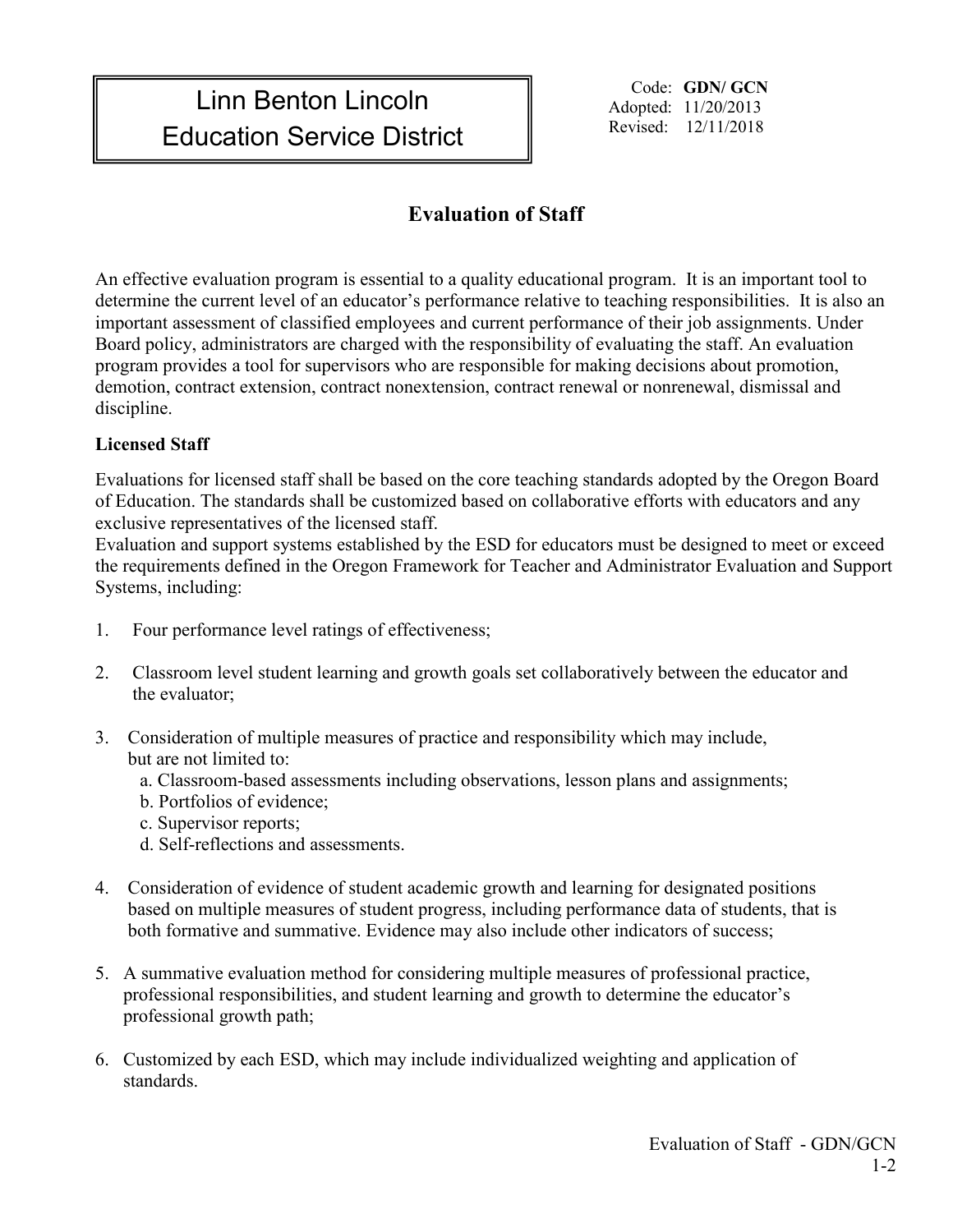# Linn Benton Lincoln Education Service District

Code: **GDN/ GCN**
Adopted: 11/20/2013
Revised: 12/11/2018

## Evaluation of Staff

An effective evaluation program is essential to a quality educational program. It is an important tool to determine the current level of an educator's performance relative to teaching responsibilities. It is also an important assessment of classified employees and current performance of their job assignments. Under Board policy, administrators are charged with the responsibility of evaluating the staff. An evaluation program provides a tool for supervisors who are responsible for making decisions about promotion, demotion, contract extension, contract nonextension, contract renewal or nonrenewal, dismissal and discipline.

**Licensed Staff**

Evaluations for licensed staff shall be based on the core teaching standards adopted by the Oregon Board of Education. The standards shall be customized based on collaborative efforts with educators and any exclusive representatives of the licensed staff.
Evaluation and support systems established by the ESD for educators must be designed to meet or exceed the requirements defined in the Oregon Framework for Teacher and Administrator Evaluation and Support Systems, including:

1. Four performance level ratings of effectiveness;

2. Classroom level student learning and growth goals set collaboratively between the educator and the evaluator;

3. Consideration of multiple measures of practice and responsibility which may include, but are not limited to:
   a. Classroom-based assessments including observations, lesson plans and assignments;
   b. Portfolios of evidence;
   c. Supervisor reports;
   d. Self-reflections and assessments.

4. Consideration of evidence of student academic growth and learning for designated positions based on multiple measures of student progress, including performance data of students, that is both formative and summative. Evidence may also include other indicators of success;

5. A summative evaluation method for considering multiple measures of professional practice, professional responsibilities, and student learning and growth to determine the educator's professional growth path;

6. Customized by each ESD, which may include individualized weighting and application of standards.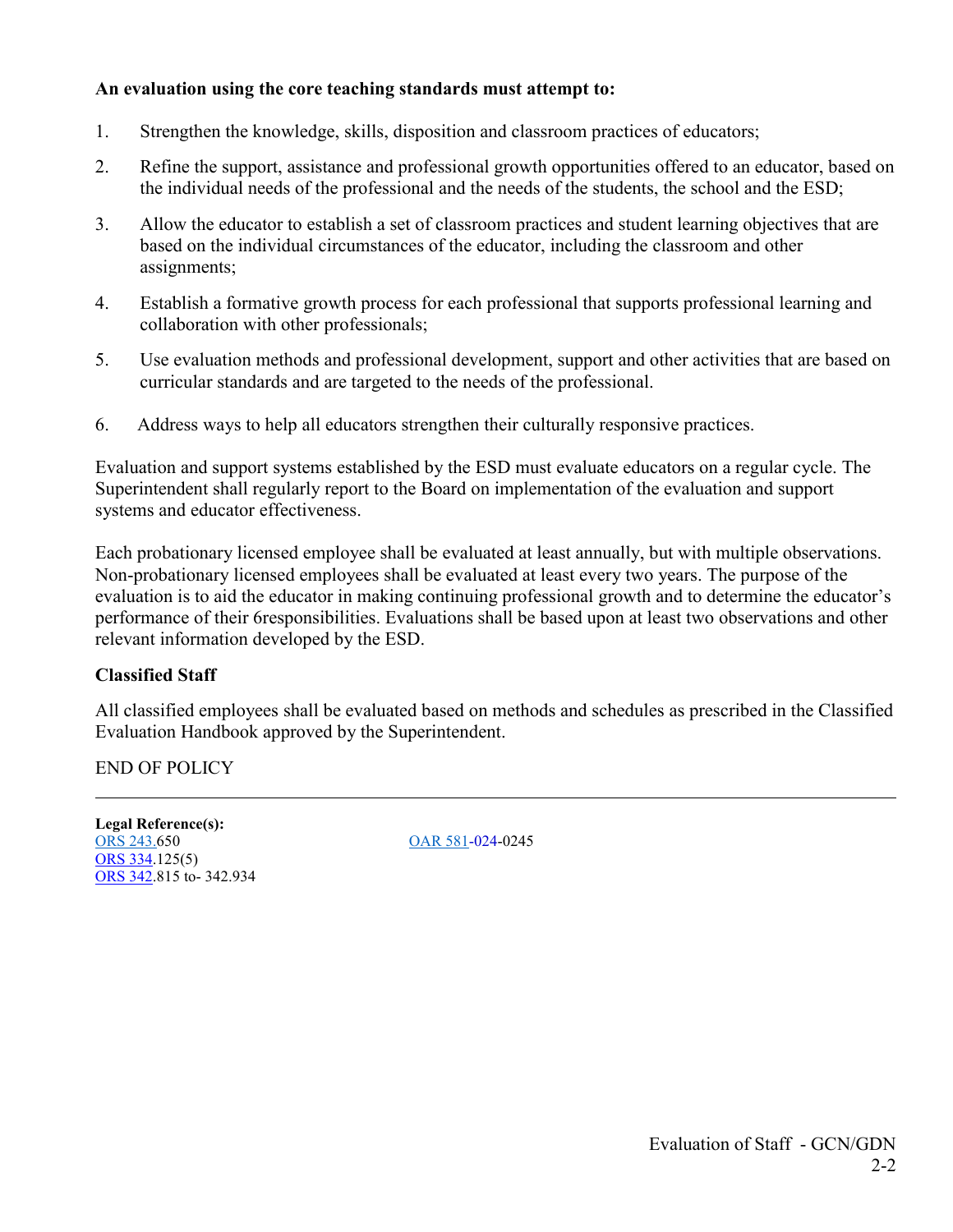**An evaluation using the core teaching standards must attempt to:**

1. Strengthen the knowledge, skills, disposition and classroom practices of educators;
2. Refine the support, assistance and professional growth opportunities offered to an educator, based on the individual needs of the professional and the needs of the students, the school and the ESD;
3. Allow the educator to establish a set of classroom practices and student learning objectives that are based on the individual circumstances of the educator, including the classroom and other assignments;
4. Establish a formative growth process for each professional that supports professional learning and collaboration with other professionals;
5. Use evaluation methods and professional development, support and other activities that are based on curricular standards and are targeted to the needs of the professional.
6. Address ways to help all educators strengthen their culturally responsive practices.

Evaluation and support systems established by the ESD must evaluate educators on a regular cycle. The Superintendent shall regularly report to the Board on implementation of the evaluation and support systems and educator effectiveness.

Each probationary licensed employee shall be evaluated at least annually, but with multiple observations. Non-probationary licensed employees shall be evaluated at least every two years. The purpose of the evaluation is to aid the educator in making continuing professional growth and to determine the educator's performance of their 6responsibilities. Evaluations shall be based upon at least two observations and other relevant information developed by the ESD.

**Classified Staff**

All classified employees shall be evaluated based on methods and schedules as prescribed in the Classified Evaluation Handbook approved by the Superintendent.

END OF POLICY

---

**Legal Reference(s):**

ORS 243.650
ORS 334.125(5)
ORS 342.815 to- 342.934

OAR 581-024-0245